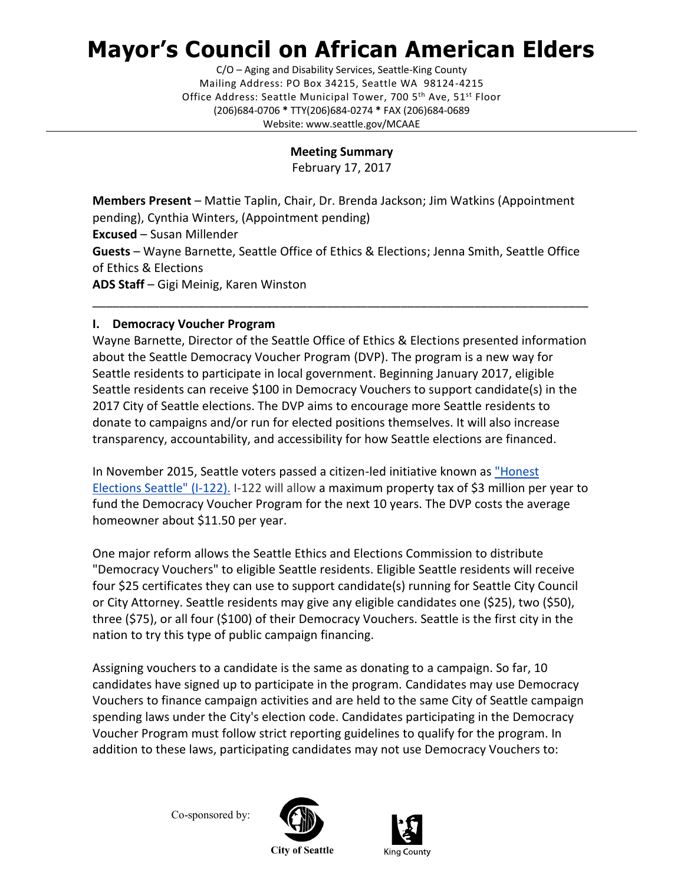# Mayor's Council on African American Elders

C/O – Aging and Disability Services, Seattle-King County
Mailing Address: PO Box 34215, Seattle WA 98124-4215
Office Address: Seattle Municipal Tower, 700 5th Ave, 51st Floor
(206)684-0706 * TTY(206)684-0274 * FAX (206)684-0689
Website: www.seattle.gov/MCAAE

**Meeting Summary**
February 17, 2017

**Members Present** – Mattie Taplin, Chair, Dr. Brenda Jackson; Jim Watkins (Appointment pending), Cynthia Winters, (Appointment pending)
**Excused** – Susan Millender
**Guests** – Wayne Barnette, Seattle Office of Ethics & Elections; Jenna Smith, Seattle Office of Ethics & Elections
**ADS Staff** – Gigi Meinig, Karen Winston

---

## I. Democracy Voucher Program

Wayne Barnette, Director of the Seattle Office of Ethics & Elections presented information about the Seattle Democracy Voucher Program (DVP). The program is a new way for Seattle residents to participate in local government. Beginning January 2017, eligible Seattle residents can receive $100 in Democracy Vouchers to support candidate(s) in the 2017 City of Seattle elections. The DVP aims to encourage more Seattle residents to donate to campaigns and/or run for elected positions themselves. It will also increase transparency, accountability, and accessibility for how Seattle elections are financed.

In November 2015, Seattle voters passed a citizen-led initiative known as "Honest Elections Seattle" (I-122). I-122 will allow a maximum property tax of $3 million per year to fund the Democracy Voucher Program for the next 10 years. The DVP costs the average homeowner about $11.50 per year.

One major reform allows the Seattle Ethics and Elections Commission to distribute "Democracy Vouchers" to eligible Seattle residents. Eligible Seattle residents will receive four $25 certificates they can use to support candidate(s) running for Seattle City Council or City Attorney. Seattle residents may give any eligible candidates one ($25), two ($50), three ($75), or all four ($100) of their Democracy Vouchers. Seattle is the first city in the nation to try this type of public campaign financing.

Assigning vouchers to a candidate is the same as donating to a campaign. So far, 10 candidates have signed up to participate in the program. Candidates may use Democracy Vouchers to finance campaign activities and are held to the same City of Seattle campaign spending laws under the City's election code. Candidates participating in the Democracy Voucher Program must follow strict reporting guidelines to qualify for the program. In addition to these laws, participating candidates may not use Democracy Vouchers to:

Co-sponsored by: City of Seattle, King County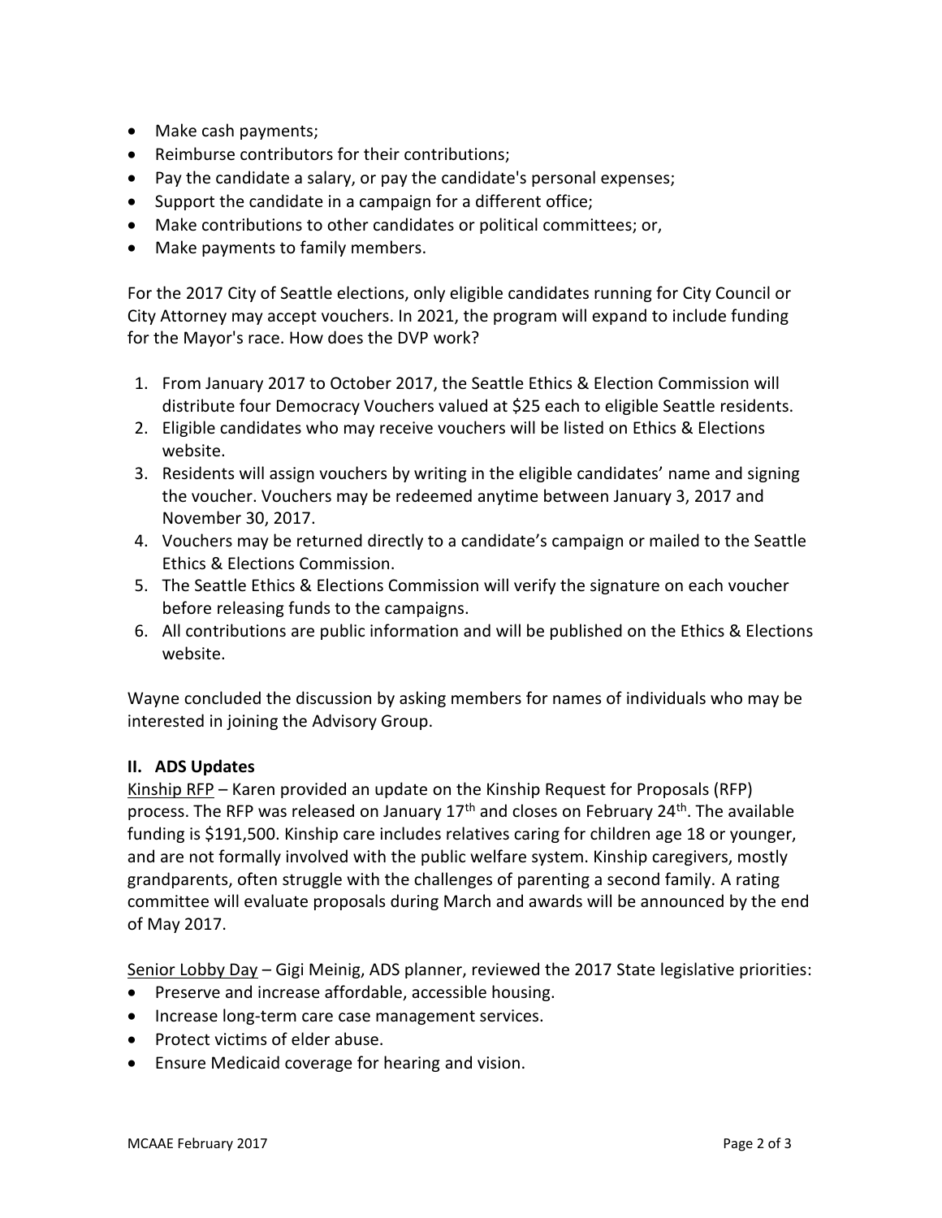- Make cash payments;
- Reimburse contributors for their contributions;
- Pay the candidate a salary, or pay the candidate's personal expenses;
- Support the candidate in a campaign for a different office;
- Make contributions to other candidates or political committees; or,
- Make payments to family members.

For the 2017 City of Seattle elections, only eligible candidates running for City Council or City Attorney may accept vouchers. In 2021, the program will expand to include funding for the Mayor's race. How does the DVP work?

1. From January 2017 to October 2017, the Seattle Ethics & Election Commission will distribute four Democracy Vouchers valued at $25 each to eligible Seattle residents.
2. Eligible candidates who may receive vouchers will be listed on Ethics & Elections website.
3. Residents will assign vouchers by writing in the eligible candidates' name and signing the voucher. Vouchers may be redeemed anytime between January 3, 2017 and November 30, 2017.
4. Vouchers may be returned directly to a candidate's campaign or mailed to the Seattle Ethics & Elections Commission.
5. The Seattle Ethics & Elections Commission will verify the signature on each voucher before releasing funds to the campaigns.
6. All contributions are public information and will be published on the Ethics & Elections website.

Wayne concluded the discussion by asking members for names of individuals who may be interested in joining the Advisory Group.

**II. ADS Updates**

Kinship RFP – Karen provided an update on the Kinship Request for Proposals (RFP) process. The RFP was released on January 17th and closes on February 24th. The available funding is $191,500. Kinship care includes relatives caring for children age 18 or younger, and are not formally involved with the public welfare system. Kinship caregivers, mostly grandparents, often struggle with the challenges of parenting a second family. A rating committee will evaluate proposals during March and awards will be announced by the end of May 2017.

Senior Lobby Day – Gigi Meinig, ADS planner, reviewed the 2017 State legislative priorities:

- Preserve and increase affordable, accessible housing.
- Increase long-term care case management services.
- Protect victims of elder abuse.
- Ensure Medicaid coverage for hearing and vision.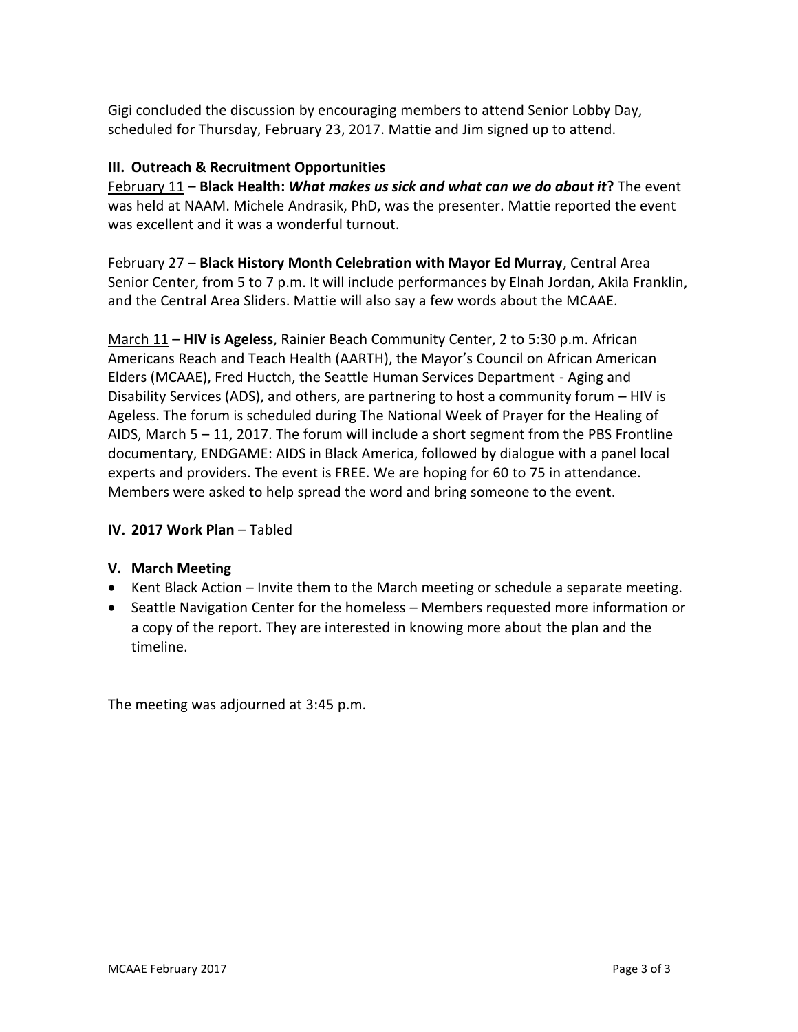Gigi concluded the discussion by encouraging members to attend Senior Lobby Day, scheduled for Thursday, February 23, 2017. Mattie and Jim signed up to attend.

### III. Outreach & Recruitment Opportunities

February 11 – **Black Health: *What makes us sick and what can we do about it*?** The event was held at NAAM. Michele Andrasik, PhD, was the presenter. Mattie reported the event was excellent and it was a wonderful turnout.

February 27 – **Black History Month Celebration with Mayor Ed Murray**, Central Area Senior Center, from 5 to 7 p.m. It will include performances by Elnah Jordan, Akila Franklin, and the Central Area Sliders. Mattie will also say a few words about the MCAAE.

March 11 – **HIV is Ageless**, Rainier Beach Community Center, 2 to 5:30 p.m. African Americans Reach and Teach Health (AARTH), the Mayor's Council on African American Elders (MCAAE), Fred Huctch, the Seattle Human Services Department - Aging and Disability Services (ADS), and others, are partnering to host a community forum – HIV is Ageless. The forum is scheduled during The National Week of Prayer for the Healing of AIDS, March 5 – 11, 2017. The forum will include a short segment from the PBS Frontline documentary, ENDGAME: AIDS in Black America, followed by dialogue with a panel local experts and providers. The event is FREE. We are hoping for 60 to 75 in attendance. Members were asked to help spread the word and bring someone to the event.

### IV. 2017 Work Plan – Tabled

### V. March Meeting

- Kent Black Action – Invite them to the March meeting or schedule a separate meeting.
- Seattle Navigation Center for the homeless – Members requested more information or a copy of the report. They are interested in knowing more about the plan and the timeline.

The meeting was adjourned at 3:45 p.m.